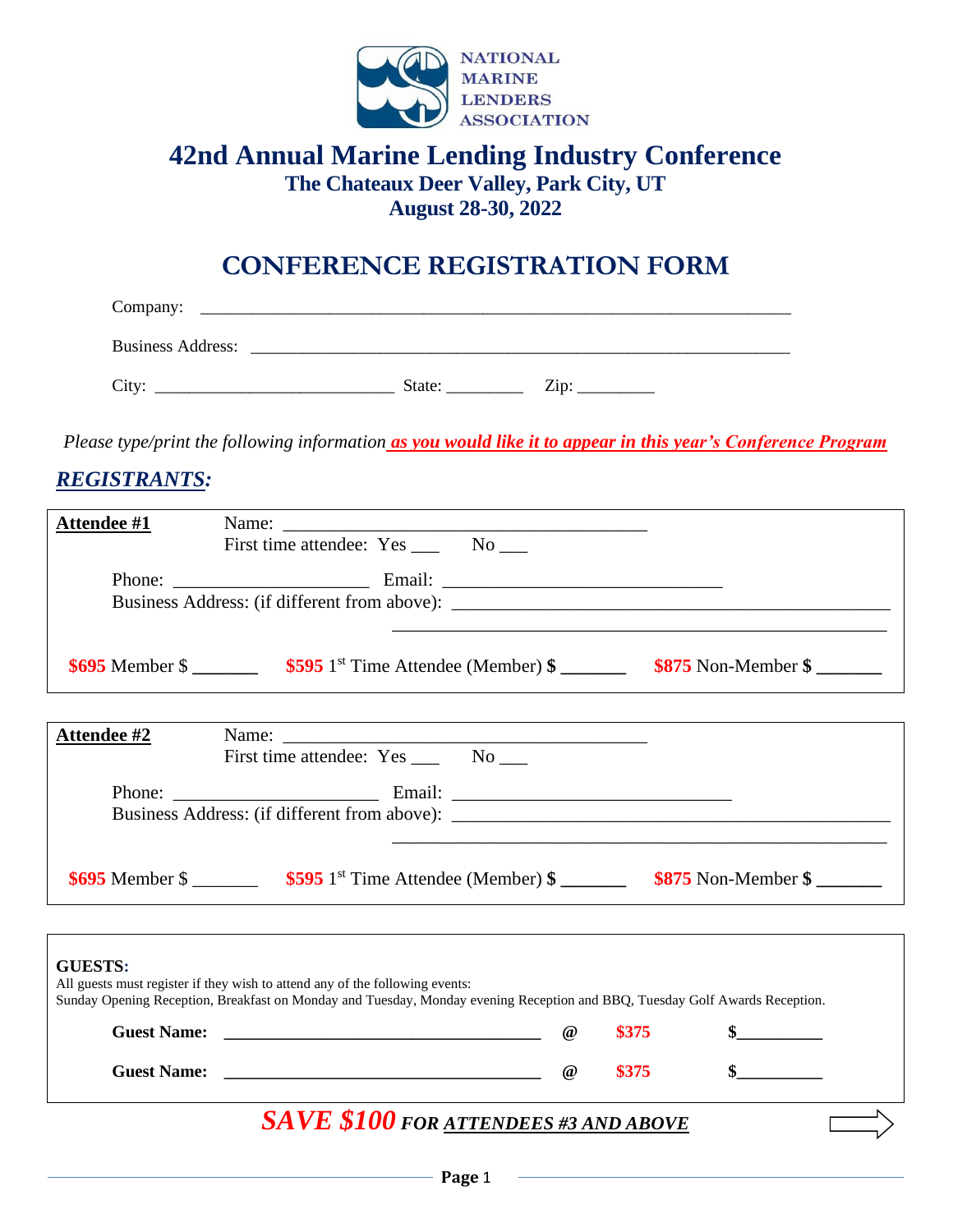NATIONAL MARINE LENDERS ASSOCIATION

# 42nd Annual Marine Lending Industry Conference

### The Chateaux Deer Valley, Park City, UT
### August 28-30, 2022

## CONFERENCE REGISTRATION FORM

Company: ______________________________________________________________________

Business Address: _______________________________________________________________

City: ___________________________ State: _________ Zip: _________

*Please type/print the following information* ***as you would like it to appear in this year's Conference Program***

## *REGISTRANTS:*

**Attendee #1** Name: ________________________________________
First time attendee: Yes ___ No ___

Phone: _____________________ Email: _______________________________
Business Address: (if different from above): _________________________________________________
_______________________________________________________

**$695** Member $ _______ **$595** 1st Time Attendee (Member) **$ _______** **$875** Non-Member **$ _______**

**Attendee #2** Name: ________________________________________
First time attendee: Yes ___ No ___

Phone: _____________________ Email: _______________________________
Business Address: (if different from above): _________________________________________________
_______________________________________________________

**$695** Member $ _______ **$595** 1st Time Attendee (Member) **$ _______** **$875** Non-Member **$ _______**

**GUESTS:**
All guests must register if they wish to attend any of the following events:
Sunday Opening Reception, Breakfast on Monday and Tuesday, Monday evening Reception and BBQ, Tuesday Golf Awards Reception.

**Guest Name: ____________________________________ @ $375 $_________**

**Guest Name: ____________________________________ @ $375 $_________**

***SAVE $100*** ***FOR ATTENDEES #3 AND ABOVE***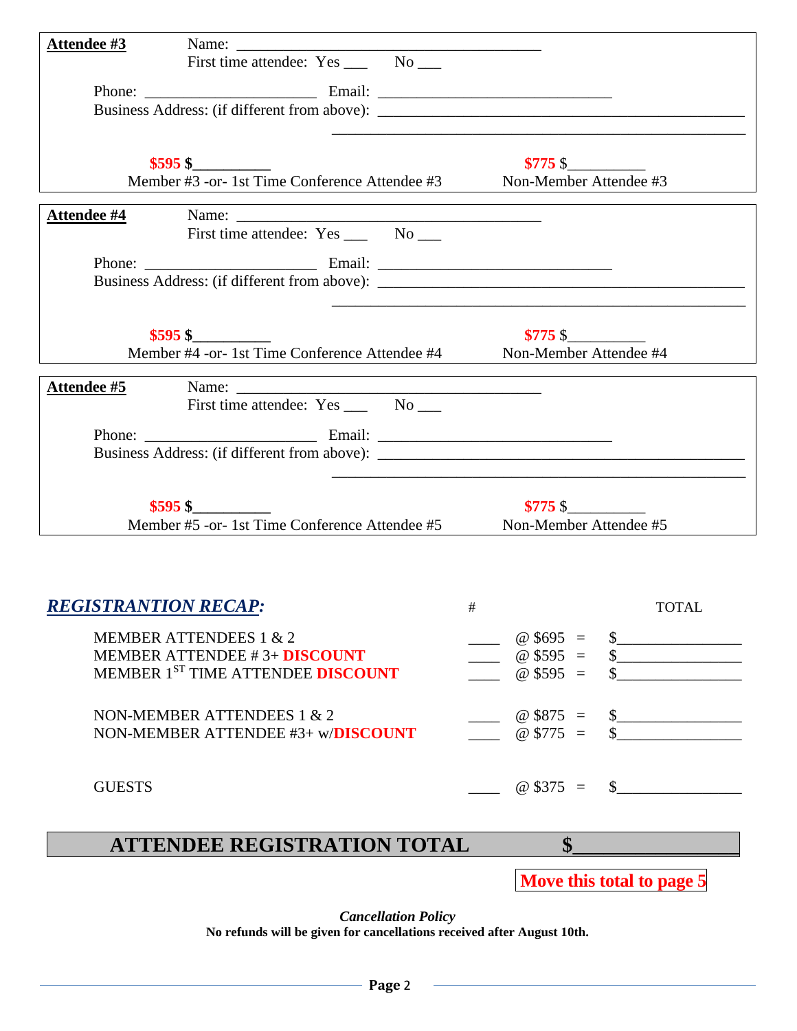**Attendee #3**

Name: ________________________________________

First time attendee: Yes ___ No ___

Phone: ______________________ Email: ______________________________

Business Address: (if different from above): ________________________________________________

________________________________________________

**$595 $__________** Member #3 -or- 1st Time Conference Attendee #3

**$775** $__________ Non-Member Attendee #3

**Attendee #4**

Name: ________________________________________

First time attendee: Yes ___ No ___

Phone: ______________________ Email: ______________________________

Business Address: (if different from above): ________________________________________________

________________________________________________

**$595 $__________** Member #4 -or- 1st Time Conference Attendee #4

**$775** $__________ Non-Member Attendee #4

**Attendee #5**

Name: ________________________________________

First time attendee: Yes ___ No ___

Phone: ______________________ Email: ______________________________

Business Address: (if different from above): ________________________________________________

________________________________________________

**$595 $__________** Member #5 -or- 1st Time Conference Attendee #5

**$775** $__________ Non-Member Attendee #5

## ***REGISTRANTION RECAP:***

| | # | | TOTAL |
|---|---|---|---|
| MEMBER ATTENDEES 1 & 2 | ____ | @ $695 = | $_______________ |
| MEMBER ATTENDEE # 3+ **DISCOUNT** | ____ | @ $595 = | $_______________ |
| MEMBER 1ST TIME ATTENDEE **DISCOUNT** | ____ | @ $595 = | $_______________ |
| NON-MEMBER ATTENDEES 1 & 2 | ____ | @ $875 = | $_______________ |
| NON-MEMBER ATTENDEE #3+ w/**DISCOUNT** | ____ | @ $775 = | $_______________ |
| GUESTS | ____ | @ $375 = | $_______________ |

**ATTENDEE REGISTRATION TOTAL $_______________**

**Move this total to page 5**

***Cancellation Policy***

**No refunds will be given for cancellations received after August 10th.**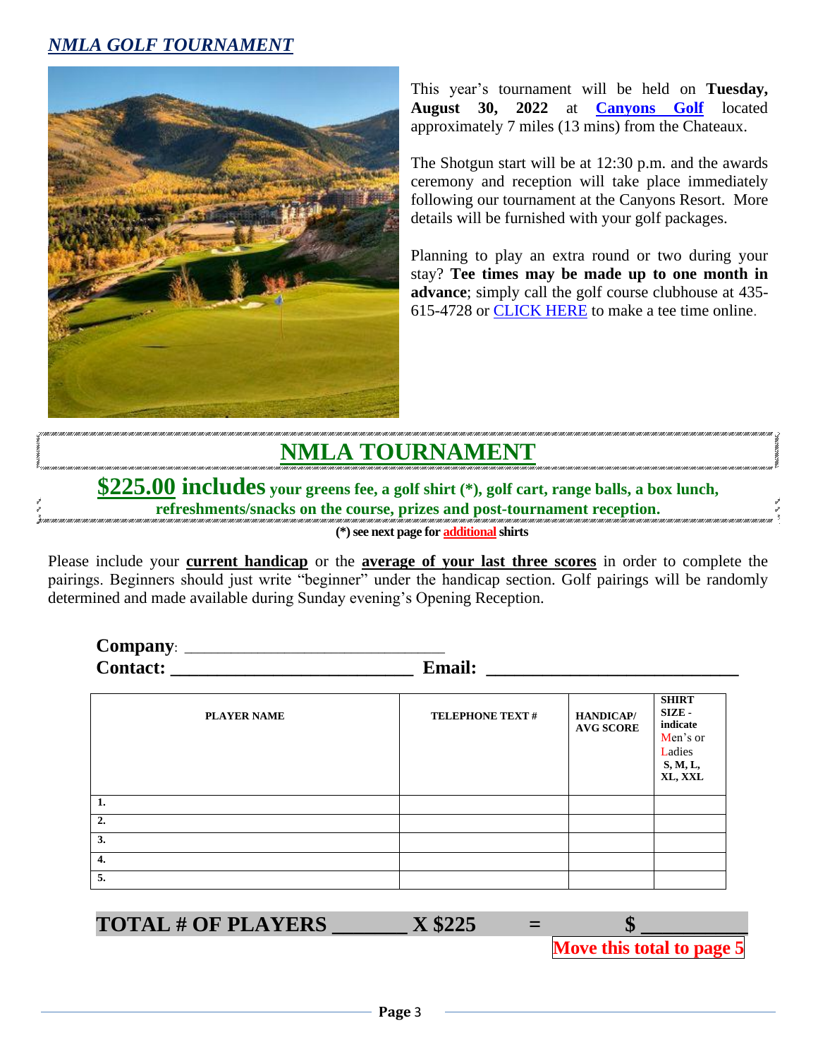## *NMLA GOLF TOURNAMENT*

This year's tournament will be held on **Tuesday, August 30, 2022** at **Canyons Golf** located approximately 7 miles (13 mins) from the Chateaux.

The Shotgun start will be at 12:30 p.m. and the awards ceremony and reception will take place immediately following our tournament at the Canyons Resort. More details will be furnished with your golf packages.

Planning to play an extra round or two during your stay? **Tee times may be made up to one month in advance**; simply call the golf course clubhouse at 435-615-4728 or CLICK HERE to make a tee time online.

# NMLA TOURNAMENT

**$225.00 includes your greens fee, a golf shirt (*), golf cart, range balls, a box lunch, refreshments/snacks on the course, prizes and post-tournament reception.**

**(*) see next page for additional shirts**

Please include your **current handicap** or the **average of your last three scores** in order to complete the pairings. Beginners should just write "beginner" under the handicap section. Golf pairings will be randomly determined and made available during Sunday evening's Opening Reception.

**Company**: ______________________________

**Contact:** __________________________ **Email:** ___________________________

| PLAYER NAME | TELEPHONE TEXT # | HANDICAP/ AVG SCORE | SHIRT SIZE - indicate Men's or Ladies S, M, L, XL, XXL |
|---|---|---|---|
| 1. | | | |
| 2. | | | |
| 3. | | | |
| 4. | | | |
| 5. | | | |

**TOTAL # OF PLAYERS _______ X $225 = $ __________**

**Move this total to page 5**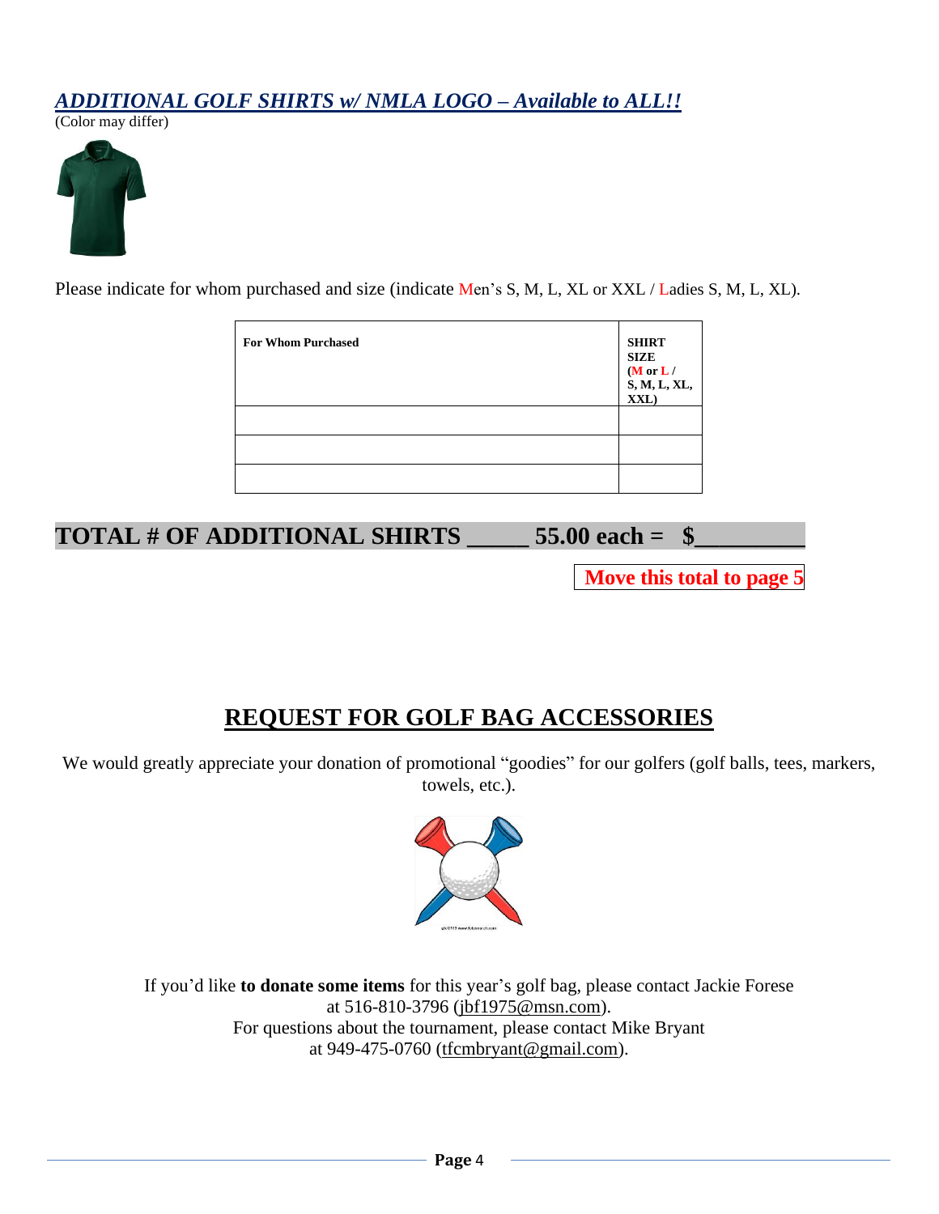## *ADDITIONAL GOLF SHIRTS w/ NMLA LOGO – Available to ALL!!*

(Color may differ)

Please indicate for whom purchased and size (indicate Men's S, M, L, XL or XXL / Ladies S, M, L, XL).

| For Whom Purchased | SHIRT SIZE (M or L / S, M, L, XL, XXL) |
|---|---|
| | |
| | |
| | |

**TOTAL # OF ADDITIONAL SHIRTS _____ 55.00 each = $_________**

**Move this total to page 5**

## REQUEST FOR GOLF BAG ACCESSORIES

We would greatly appreciate your donation of promotional "goodies" for our golfers (golf balls, tees, markers, towels, etc.).

If you'd like **to donate some items** for this year's golf bag, please contact Jackie Forese at 516-810-3796 (jbf1975@msn.com).
For questions about the tournament, please contact Mike Bryant at 949-475-0760 (tfcmbryant@gmail.com).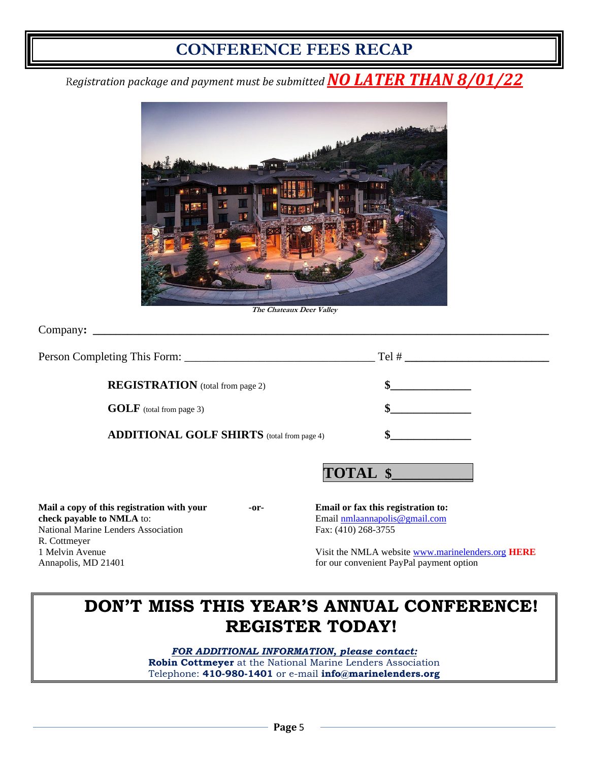# CONFERENCE FEES RECAP

*Registration package and payment must be submitted* ***NO LATER THAN 8/01/22***

***The Chateaux Deer Valley***

Company: ________________________________________________________________

Person Completing This Form: ________________________________ Tel # ________________________

**REGISTRATION** (total from page 2) **$**______________

**GOLF** (total from page 3) **$**______________

**ADDITIONAL GOLF SHIRTS** (total from page 4) **$**______________

**TOTAL $**___________

**Mail a copy of this registration with your check payable to NMLA** to:
National Marine Lenders Association
R. Cottmeyer
1 Melvin Avenue
Annapolis, MD 21401

**-or-**

**Email or fax this registration to:**
Email nmlaannapolis@gmail.com
Fax: (410) 268-3755

Visit the NMLA website www.marinelenders.org **HERE** for our convenient PayPal payment option

## DON'T MISS THIS YEAR'S ANNUAL CONFERENCE! REGISTER TODAY!

***FOR ADDITIONAL INFORMATION, please contact:***
**Robin Cottmeyer** at the National Marine Lenders Association
Telephone: **410-980-1401** or e-mail **info@marinelenders.org**